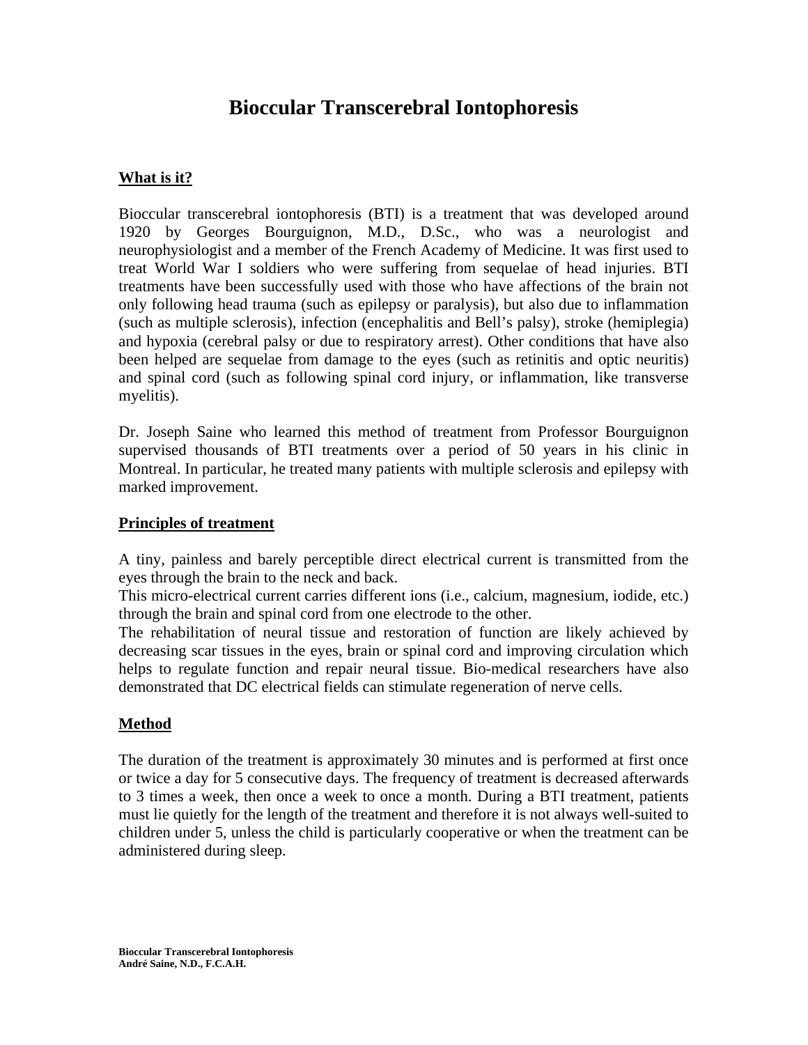# Bioccular Transcerebral Iontophoresis

## What is it?

Bioccular transcerebral iontophoresis (BTI) is a treatment that was developed around 1920 by Georges Bourguignon, M.D., D.Sc., who was a neurologist and neurophysiologist and a member of the French Academy of Medicine. It was first used to treat World War I soldiers who were suffering from sequelae of head injuries. BTI treatments have been successfully used with those who have affections of the brain not only following head trauma (such as epilepsy or paralysis), but also due to inflammation (such as multiple sclerosis), infection (encephalitis and Bell's palsy), stroke (hemiplegia) and hypoxia (cerebral palsy or due to respiratory arrest). Other conditions that have also been helped are sequelae from damage to the eyes (such as retinitis and optic neuritis) and spinal cord (such as following spinal cord injury, or inflammation, like transverse myelitis).

Dr. Joseph Saine who learned this method of treatment from Professor Bourguignon supervised thousands of BTI treatments over a period of 50 years in his clinic in Montreal. In particular, he treated many patients with multiple sclerosis and epilepsy with marked improvement.

## Principles of treatment

A tiny, painless and barely perceptible direct electrical current is transmitted from the eyes through the brain to the neck and back.
This micro-electrical current carries different ions (i.e., calcium, magnesium, iodide, etc.) through the brain and spinal cord from one electrode to the other.
The rehabilitation of neural tissue and restoration of function are likely achieved by decreasing scar tissues in the eyes, brain or spinal cord and improving circulation which helps to regulate function and repair neural tissue. Bio-medical researchers have also demonstrated that DC electrical fields can stimulate regeneration of nerve cells.

## Method

The duration of the treatment is approximately 30 minutes and is performed at first once or twice a day for 5 consecutive days. The frequency of treatment is decreased afterwards to 3 times a week, then once a week to once a month. During a BTI treatment, patients must lie quietly for the length of the treatment and therefore it is not always well-suited to children under 5, unless the child is particularly cooperative or when the treatment can be administered during sleep.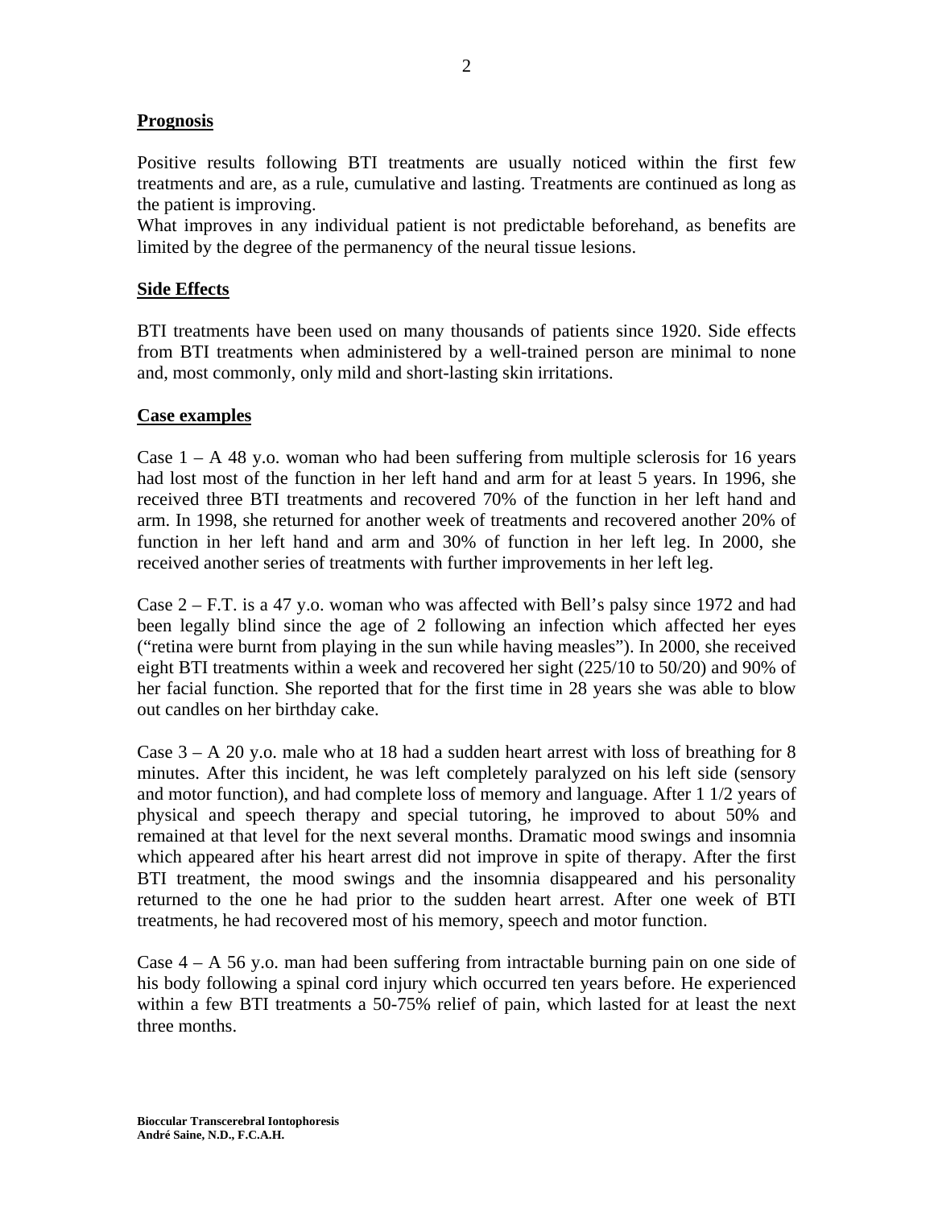## Prognosis

Positive results following BTI treatments are usually noticed within the first few treatments and are, as a rule, cumulative and lasting. Treatments are continued as long as the patient is improving.
What improves in any individual patient is not predictable beforehand, as benefits are limited by the degree of the permanency of the neural tissue lesions.

## Side Effects

BTI treatments have been used on many thousands of patients since 1920. Side effects from BTI treatments when administered by a well-trained person are minimal to none and, most commonly, only mild and short-lasting skin irritations.

## Case examples

Case 1 – A 48 y.o. woman who had been suffering from multiple sclerosis for 16 years had lost most of the function in her left hand and arm for at least 5 years. In 1996, she received three BTI treatments and recovered 70% of the function in her left hand and arm. In 1998, she returned for another week of treatments and recovered another 20% of function in her left hand and arm and 30% of function in her left leg. In 2000, she received another series of treatments with further improvements in her left leg.

Case 2 – F.T. is a 47 y.o. woman who was affected with Bell's palsy since 1972 and had been legally blind since the age of 2 following an infection which affected her eyes ("retina were burnt from playing in the sun while having measles"). In 2000, she received eight BTI treatments within a week and recovered her sight (225/10 to 50/20) and 90% of her facial function. She reported that for the first time in 28 years she was able to blow out candles on her birthday cake.

Case 3 – A 20 y.o. male who at 18 had a sudden heart arrest with loss of breathing for 8 minutes. After this incident, he was left completely paralyzed on his left side (sensory and motor function), and had complete loss of memory and language. After 1 1/2 years of physical and speech therapy and special tutoring, he improved to about 50% and remained at that level for the next several months. Dramatic mood swings and insomnia which appeared after his heart arrest did not improve in spite of therapy. After the first BTI treatment, the mood swings and the insomnia disappeared and his personality returned to the one he had prior to the sudden heart arrest. After one week of BTI treatments, he had recovered most of his memory, speech and motor function.

Case 4 – A 56 y.o. man had been suffering from intractable burning pain on one side of his body following a spinal cord injury which occurred ten years before. He experienced within a few BTI treatments a 50-75% relief of pain, which lasted for at least the next three months.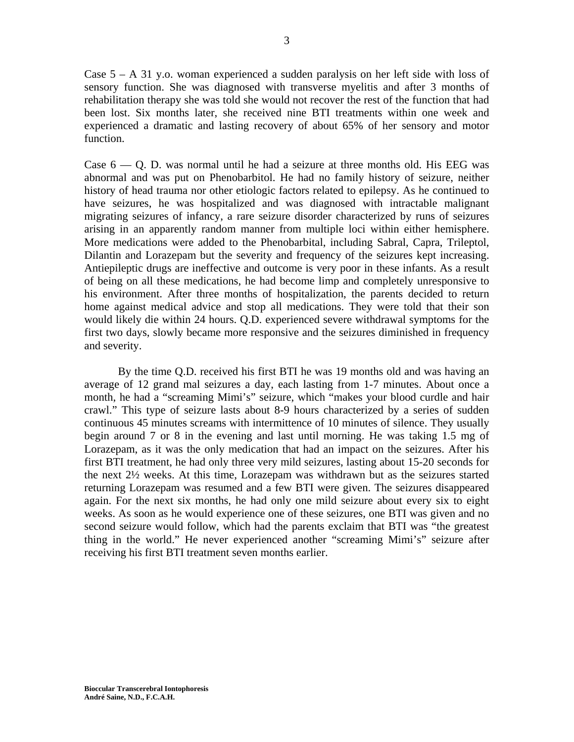Case 5 – A 31 y.o. woman experienced a sudden paralysis on her left side with loss of sensory function. She was diagnosed with transverse myelitis and after 3 months of rehabilitation therapy she was told she would not recover the rest of the function that had been lost. Six months later, she received nine BTI treatments within one week and experienced a dramatic and lasting recovery of about 65% of her sensory and motor function.

Case 6 — Q. D. was normal until he had a seizure at three months old. His EEG was abnormal and was put on Phenobarbitol. He had no family history of seizure, neither history of head trauma nor other etiologic factors related to epilepsy. As he continued to have seizures, he was hospitalized and was diagnosed with intractable malignant migrating seizures of infancy, a rare seizure disorder characterized by runs of seizures arising in an apparently random manner from multiple loci within either hemisphere. More medications were added to the Phenobarbital, including Sabral, Capra, Trileptol, Dilantin and Lorazepam but the severity and frequency of the seizures kept increasing. Antiepileptic drugs are ineffective and outcome is very poor in these infants. As a result of being on all these medications, he had become limp and completely unresponsive to his environment. After three months of hospitalization, the parents decided to return home against medical advice and stop all medications. They were told that their son would likely die within 24 hours. Q.D. experienced severe withdrawal symptoms for the first two days, slowly became more responsive and the seizures diminished in frequency and severity.

By the time Q.D. received his first BTI he was 19 months old and was having an average of 12 grand mal seizures a day, each lasting from 1-7 minutes. About once a month, he had a "screaming Mimi's" seizure, which "makes your blood curdle and hair crawl." This type of seizure lasts about 8-9 hours characterized by a series of sudden continuous 45 minutes screams with intermittence of 10 minutes of silence. They usually begin around 7 or 8 in the evening and last until morning. He was taking 1.5 mg of Lorazepam, as it was the only medication that had an impact on the seizures. After his first BTI treatment, he had only three very mild seizures, lasting about 15-20 seconds for the next 2½ weeks. At this time, Lorazepam was withdrawn but as the seizures started returning Lorazepam was resumed and a few BTI were given. The seizures disappeared again. For the next six months, he had only one mild seizure about every six to eight weeks. As soon as he would experience one of these seizures, one BTI was given and no second seizure would follow, which had the parents exclaim that BTI was "the greatest thing in the world." He never experienced another "screaming Mimi's" seizure after receiving his first BTI treatment seven months earlier.